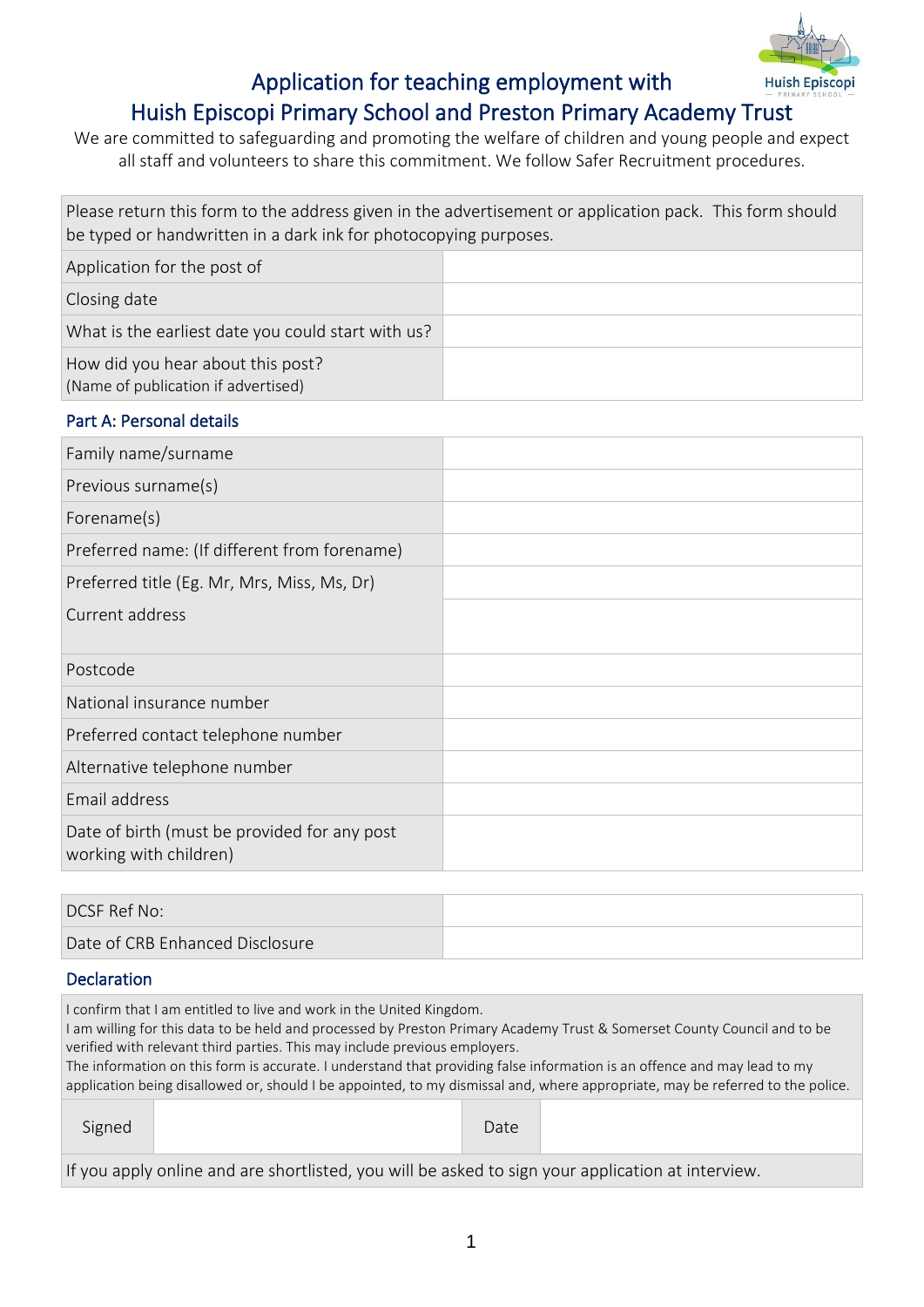# Application for teaching employment with Huish Episcopi Primary School and Preston Primary Academy Trust

We are committed to safeguarding and promoting the welfare of children and young people and expect all staff and volunteers to share this commitment. We follow Safer Recruitment procedures.

| Please return this form to the address given in the advertisement or application pack. This form should be typed or handwritten in a dark ink for photocopying purposes. | |
|---|---|
| Application for the post of | |
| Closing date | |
| What is the earliest date you could start with us? | |
| How did you hear about this post? (Name of publication if advertised) | |

## Part A: Personal details

| | |
|---|---|
| Family name/surname | |
| Previous surname(s) | |
| Forename(s) | |
| Preferred name: (If different from forename) | |
| Preferred title (Eg. Mr, Mrs, Miss, Ms, Dr) | |
| Current address | |
| Postcode | |
| National insurance number | |
| Preferred contact telephone number | |
| Alternative telephone number | |
| Email address | |
| Date of birth (must be provided for any post working with children) | |

| | |
|---|---|
| DCSF Ref No: | |
| Date of CRB Enhanced Disclosure | |

## Declaration

I confirm that I am entitled to live and work in the United Kingdom.
I am willing for this data to be held and processed by Preston Primary Academy Trust & Somerset County Council and to be verified with relevant third parties. This may include previous employers.
The information on this form is accurate. I understand that providing false information is an offence and may lead to my application being disallowed or, should I be appointed, to my dismissal and, where appropriate, may be referred to the police.

| Signed | | Date | |
|---|---|---|---|

If you apply online and are shortlisted, you will be asked to sign your application at interview.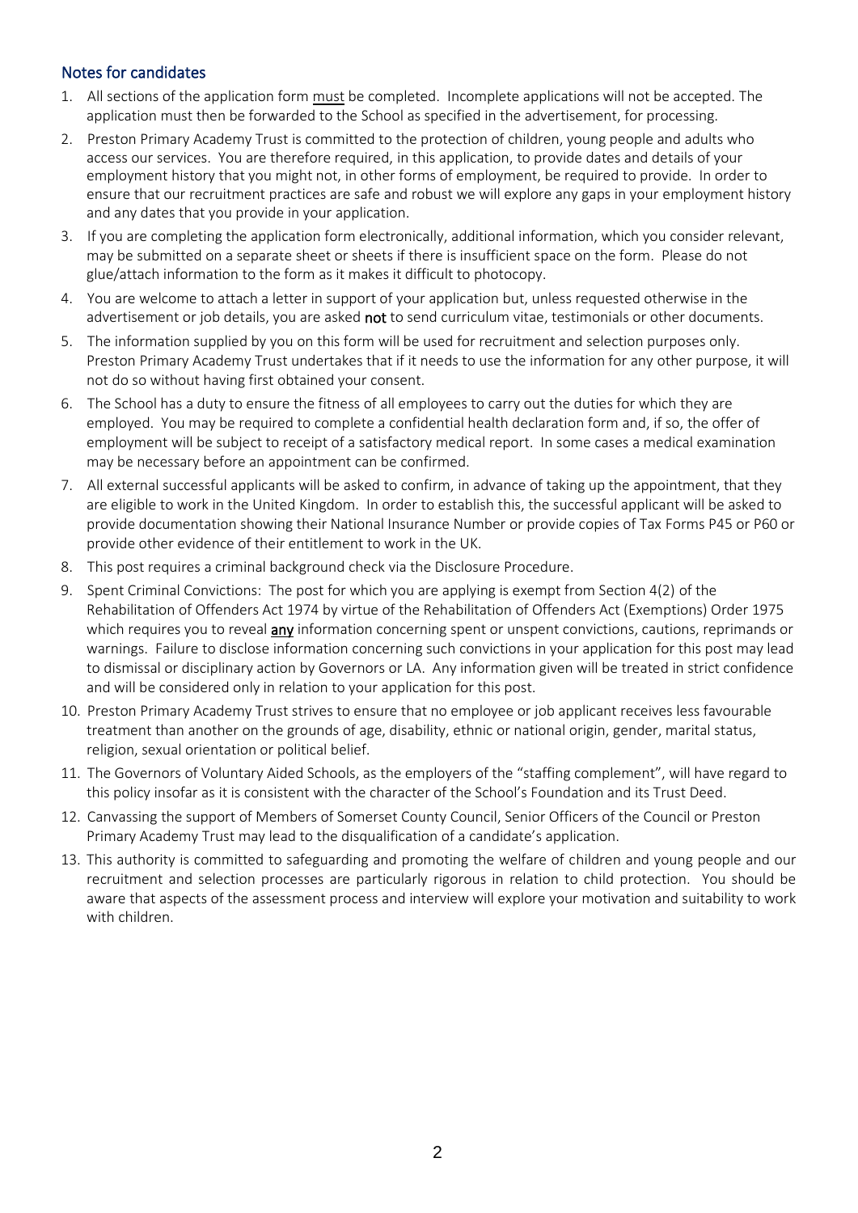## Notes for candidates

1. All sections of the application form <u>must</u> be completed. Incomplete applications will not be accepted. The application must then be forwarded to the School as specified in the advertisement, for processing.
2. Preston Primary Academy Trust is committed to the protection of children, young people and adults who access our services. You are therefore required, in this application, to provide dates and details of your employment history that you might not, in other forms of employment, be required to provide. In order to ensure that our recruitment practices are safe and robust we will explore any gaps in your employment history and any dates that you provide in your application.
3. If you are completing the application form electronically, additional information, which you consider relevant, may be submitted on a separate sheet or sheets if there is insufficient space on the form. Please do not glue/attach information to the form as it makes it difficult to photocopy.
4. You are welcome to attach a letter in support of your application but, unless requested otherwise in the advertisement or job details, you are asked **not** to send curriculum vitae, testimonials or other documents.
5. The information supplied by you on this form will be used for recruitment and selection purposes only. Preston Primary Academy Trust undertakes that if it needs to use the information for any other purpose, it will not do so without having first obtained your consent.
6. The School has a duty to ensure the fitness of all employees to carry out the duties for which they are employed. You may be required to complete a confidential health declaration form and, if so, the offer of employment will be subject to receipt of a satisfactory medical report. In some cases a medical examination may be necessary before an appointment can be confirmed.
7. All external successful applicants will be asked to confirm, in advance of taking up the appointment, that they are eligible to work in the United Kingdom. In order to establish this, the successful applicant will be asked to provide documentation showing their National Insurance Number or provide copies of Tax Forms P45 or P60 or provide other evidence of their entitlement to work in the UK.
8. This post requires a criminal background check via the Disclosure Procedure.
9. Spent Criminal Convictions: The post for which you are applying is exempt from Section 4(2) of the Rehabilitation of Offenders Act 1974 by virtue of the Rehabilitation of Offenders Act (Exemptions) Order 1975 which requires you to reveal **<u>any</u>** information concerning spent or unspent convictions, cautions, reprimands or warnings. Failure to disclose information concerning such convictions in your application for this post may lead to dismissal or disciplinary action by Governors or LA. Any information given will be treated in strict confidence and will be considered only in relation to your application for this post.
10. Preston Primary Academy Trust strives to ensure that no employee or job applicant receives less favourable treatment than another on the grounds of age, disability, ethnic or national origin, gender, marital status, religion, sexual orientation or political belief.
11. The Governors of Voluntary Aided Schools, as the employers of the "staffing complement", will have regard to this policy insofar as it is consistent with the character of the School's Foundation and its Trust Deed.
12. Canvassing the support of Members of Somerset County Council, Senior Officers of the Council or Preston Primary Academy Trust may lead to the disqualification of a candidate's application.
13. This authority is committed to safeguarding and promoting the welfare of children and young people and our recruitment and selection processes are particularly rigorous in relation to child protection. You should be aware that aspects of the assessment process and interview will explore your motivation and suitability to work with children.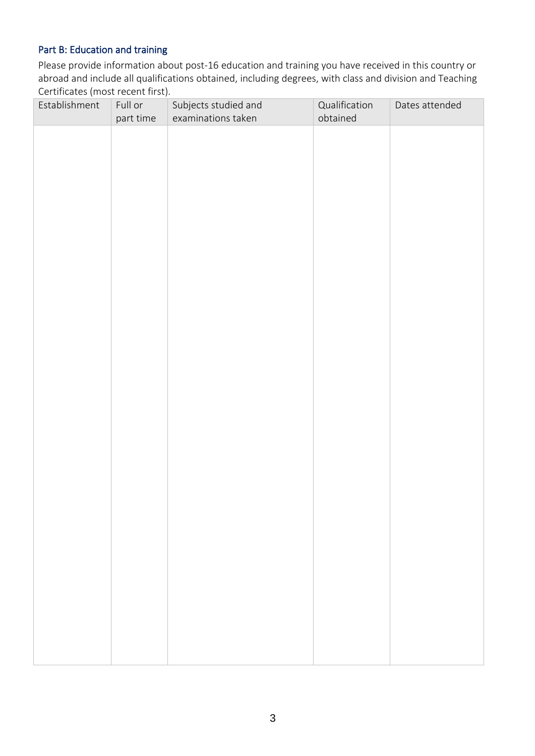### Part B: Education and training

Please provide information about post-16 education and training you have received in this country or abroad and include all qualifications obtained, including degrees, with class and division and Teaching Certificates (most recent first).

| Establishment | Full or part time | Subjects studied and examinations taken | Qualification obtained | Dates attended |
|---|---|---|---|---|
| | | | | |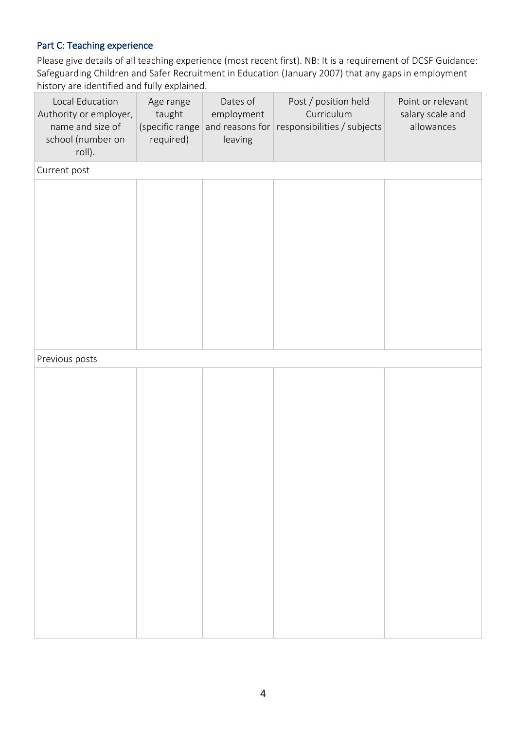### Part C: Teaching experience

Please give details of all teaching experience (most recent first). NB: It is a requirement of DCSF Guidance: Safeguarding Children and Safer Recruitment in Education (January 2007) that any gaps in employment history are identified and fully explained.

| Local Education Authority or employer, name and size of school (number on roll). | Age range taught (specific range required) | Dates of employment and reasons for leaving | Post / position held Curriculum responsibilities / subjects | Point or relevant salary scale and allowances |
|---|---|---|---|---|
| Current post | | | | |
| | | | | |
| Previous posts | | | | |
| | | | | |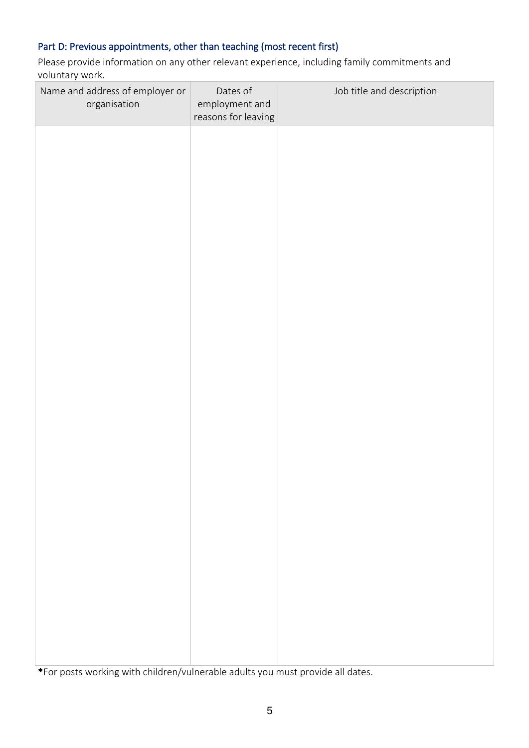## Part D: Previous appointments, other than teaching (most recent first)

Please provide information on any other relevant experience, including family commitments and voluntary work.

| Name and address of employer or organisation | Dates of employment and reasons for leaving | Job title and description |
|---|---|---|
| | | |

*For posts working with children/vulnerable adults you must provide all dates.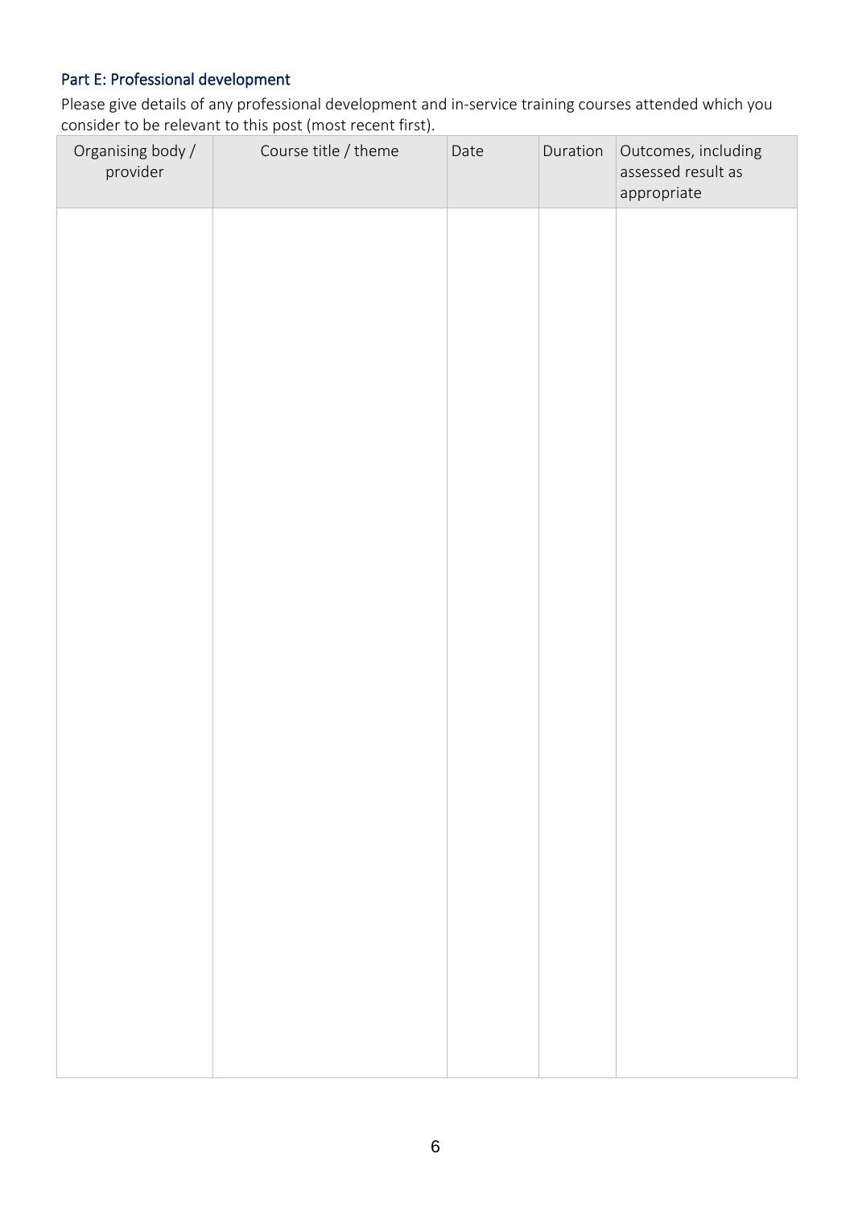## Part E: Professional development

Please give details of any professional development and in-service training courses attended which you consider to be relevant to this post (most recent first).

| Organising body / provider | Course title / theme | Date | Duration | Outcomes, including assessed result as appropriate |
|---|---|---|---|---|
| | | | | |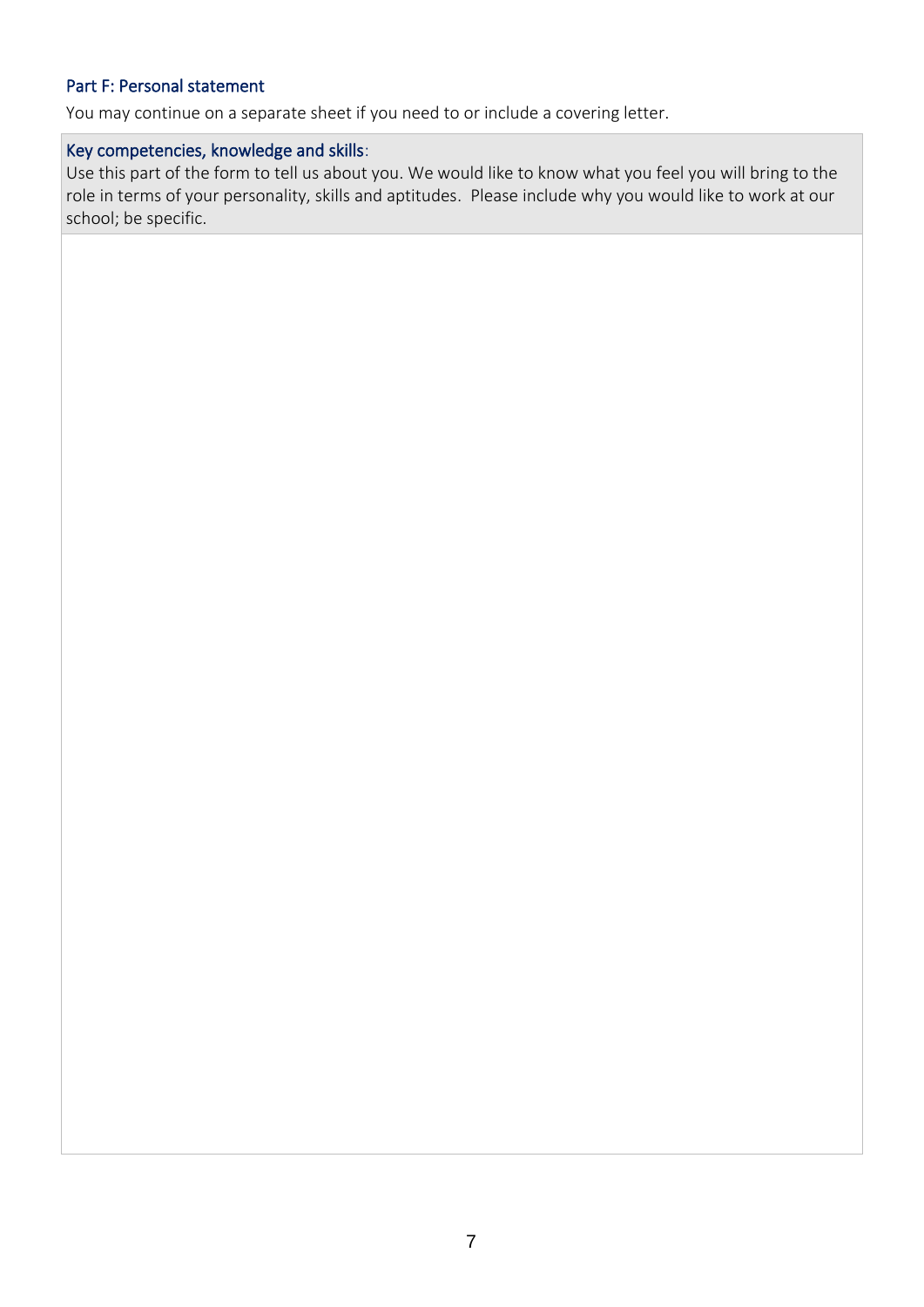## Part F: Personal statement

You may continue on a separate sheet if you need to or include a covering letter.

| Key competencies, knowledge and skills: Use this part of the form to tell us about you. We would like to know what you feel you will bring to the role in terms of your personality, skills and aptitudes. Please include why you would like to work at our school; be specific. |
| --- |
| |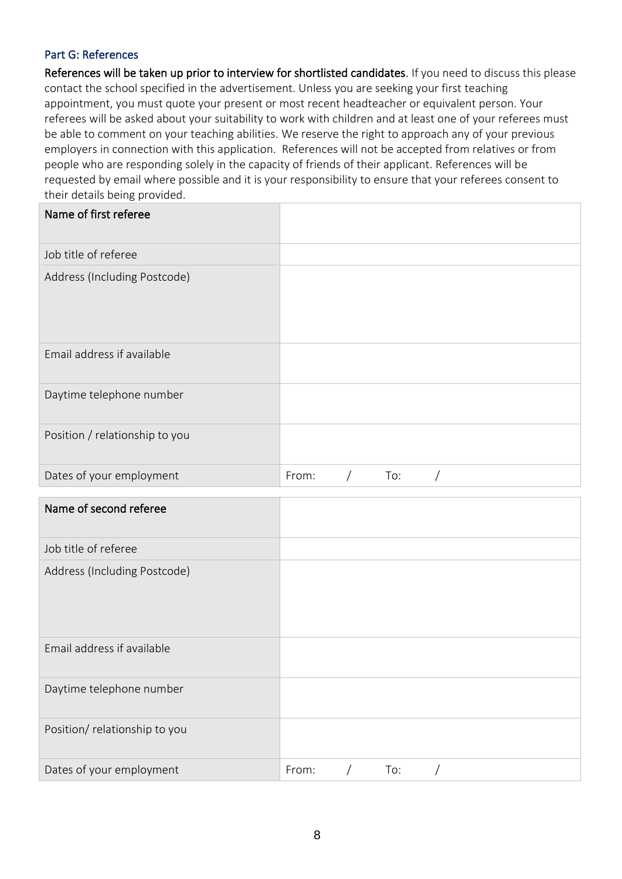## Part G: References

**References will be taken up prior to interview for shortlisted candidates**. If you need to discuss this please contact the school specified in the advertisement. Unless you are seeking your first teaching appointment, you must quote your present or most recent headteacher or equivalent person. Your referees will be asked about your suitability to work with children and at least one of your referees must be able to comment on your teaching abilities. We reserve the right to approach any of your previous employers in connection with this application. References will not be accepted from relatives or from people who are responding solely in the capacity of friends of their applicant. References will be requested by email where possible and it is your responsibility to ensure that your referees consent to their details being provided.

| **Name of first referee** | |
|---|---|
| Job title of referee | |
| Address (Including Postcode) | |
| Email address if available | |
| Daytime telephone number | |
| Position / relationship to you | |
| Dates of your employment | From: / To: / |

| **Name of second referee** | |
|---|---|
| Job title of referee | |
| Address (Including Postcode) | |
| Email address if available | |
| Daytime telephone number | |
| Position/ relationship to you | |
| Dates of your employment | From: / To: / |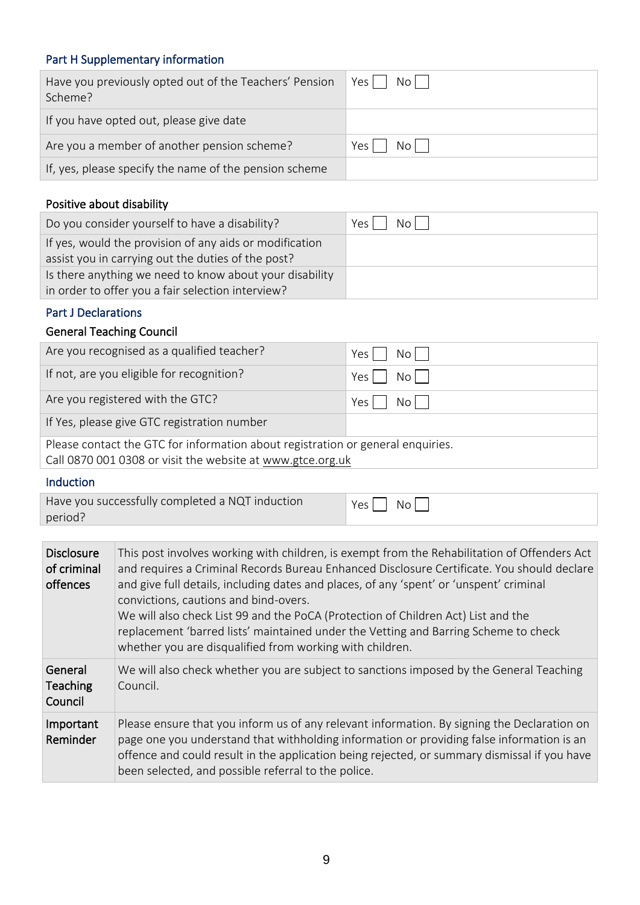## Part H Supplementary information

| | |
|---|---|
| Have you previously opted out of the Teachers' Pension Scheme? | Yes ☐ No ☐ |
| If you have opted out, please give date | |
| Are you a member of another pension scheme? | Yes ☐ No ☐ |
| If, yes, please specify the name of the pension scheme | |

### Positive about disability

| | |
|---|---|
| Do you consider yourself to have a disability? | Yes ☐ No ☐ |
| If yes, would the provision of any aids or modification assist you in carrying out the duties of the post? | |
| Is there anything we need to know about your disability in order to offer you a fair selection interview? | |

## Part J Declarations

### General Teaching Council

| | |
|---|---|
| Are you recognised as a qualified teacher? | Yes ☐ No ☐ |
| If not, are you eligible for recognition? | Yes ☐ No ☐ |
| Are you registered with the GTC? | Yes ☐ No ☐ |
| If Yes, please give GTC registration number | |
| Please contact the GTC for information about registration or general enquiries. Call 0870 001 0308 or visit the website at www.gtce.org.uk | |

### Induction

| | |
|---|---|
| Have you successfully completed a NQT induction period? | Yes ☐ No ☐ |

| | |
|---|---|
| **Disclosure of criminal offences** | This post involves working with children, is exempt from the Rehabilitation of Offenders Act and requires a Criminal Records Bureau Enhanced Disclosure Certificate. You should declare and give full details, including dates and places, of any 'spent' or 'unspent' criminal convictions, cautions and bind-overs. We will also check List 99 and the PoCA (Protection of Children Act) List and the replacement 'barred lists' maintained under the Vetting and Barring Scheme to check whether you are disqualified from working with children. |
| **General Teaching Council** | We will also check whether you are subject to sanctions imposed by the General Teaching Council. |
| **Important Reminder** | Please ensure that you inform us of any relevant information. By signing the Declaration on page one you understand that withholding information or providing false information is an offence and could result in the application being rejected, or summary dismissal if you have been selected, and possible referral to the police. |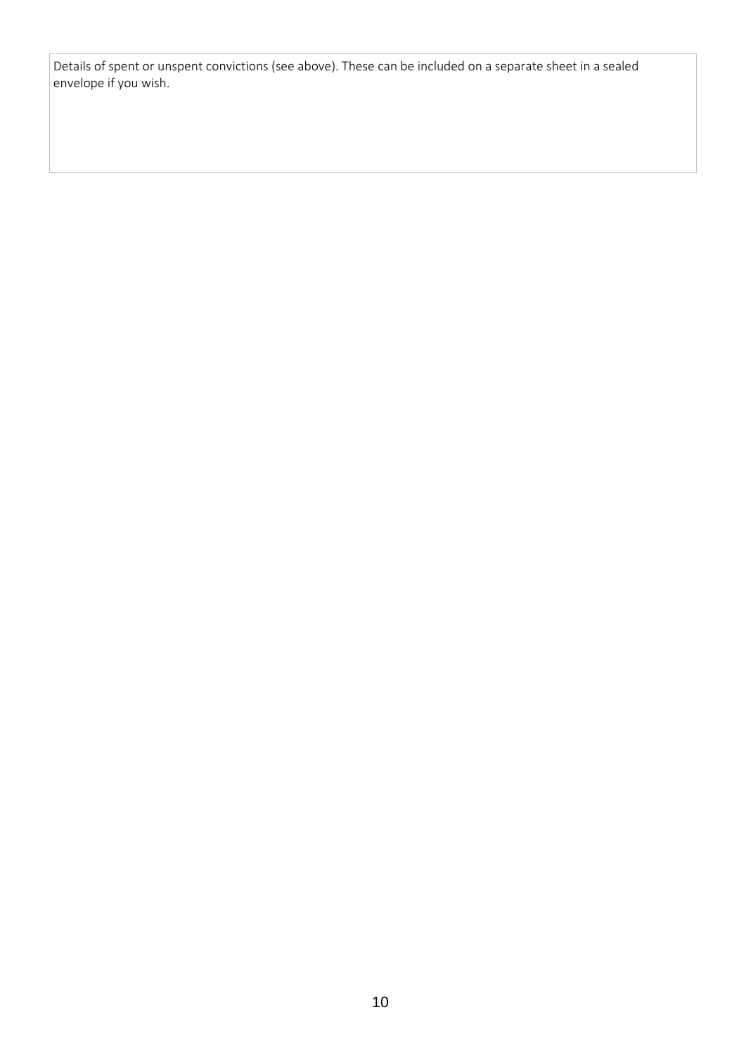| Details of spent or unspent convictions (see above). These can be included on a separate sheet in a sealed envelope if you wish. |
| --- |
| |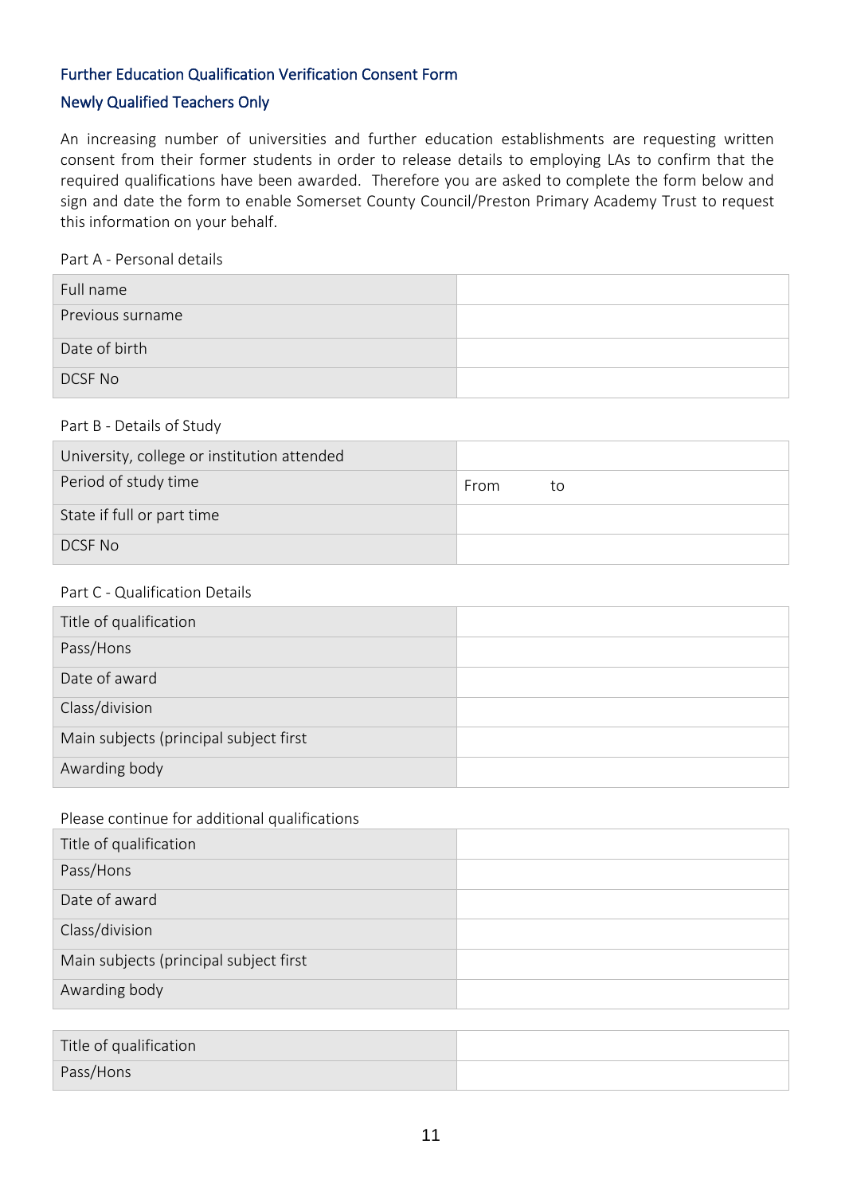### Further Education Qualification Verification Consent Form

### Newly Qualified Teachers Only

An increasing number of universities and further education establishments are requesting written consent from their former students in order to release details to employing LAs to confirm that the required qualifications have been awarded. Therefore you are asked to complete the form below and sign and date the form to enable Somerset County Council/Preston Primary Academy Trust to request this information on your behalf.

Part A - Personal details

| | |
|---|---|
| Full name | |
| Previous surname | |
| Date of birth | |
| DCSF No | |

Part B - Details of Study

| | |
|---|---|
| University, college or institution attended | |
| Period of study time | From to |
| State if full or part time | |
| DCSF No | |

Part C - Qualification Details

| | |
|---|---|
| Title of qualification | |
| Pass/Hons | |
| Date of award | |
| Class/division | |
| Main subjects (principal subject first | |
| Awarding body | |

Please continue for additional qualifications

| | |
|---|---|
| Title of qualification | |
| Pass/Hons | |
| Date of award | |
| Class/division | |
| Main subjects (principal subject first | |
| Awarding body | |

| | |
|---|---|
| Title of qualification | |
| Pass/Hons | |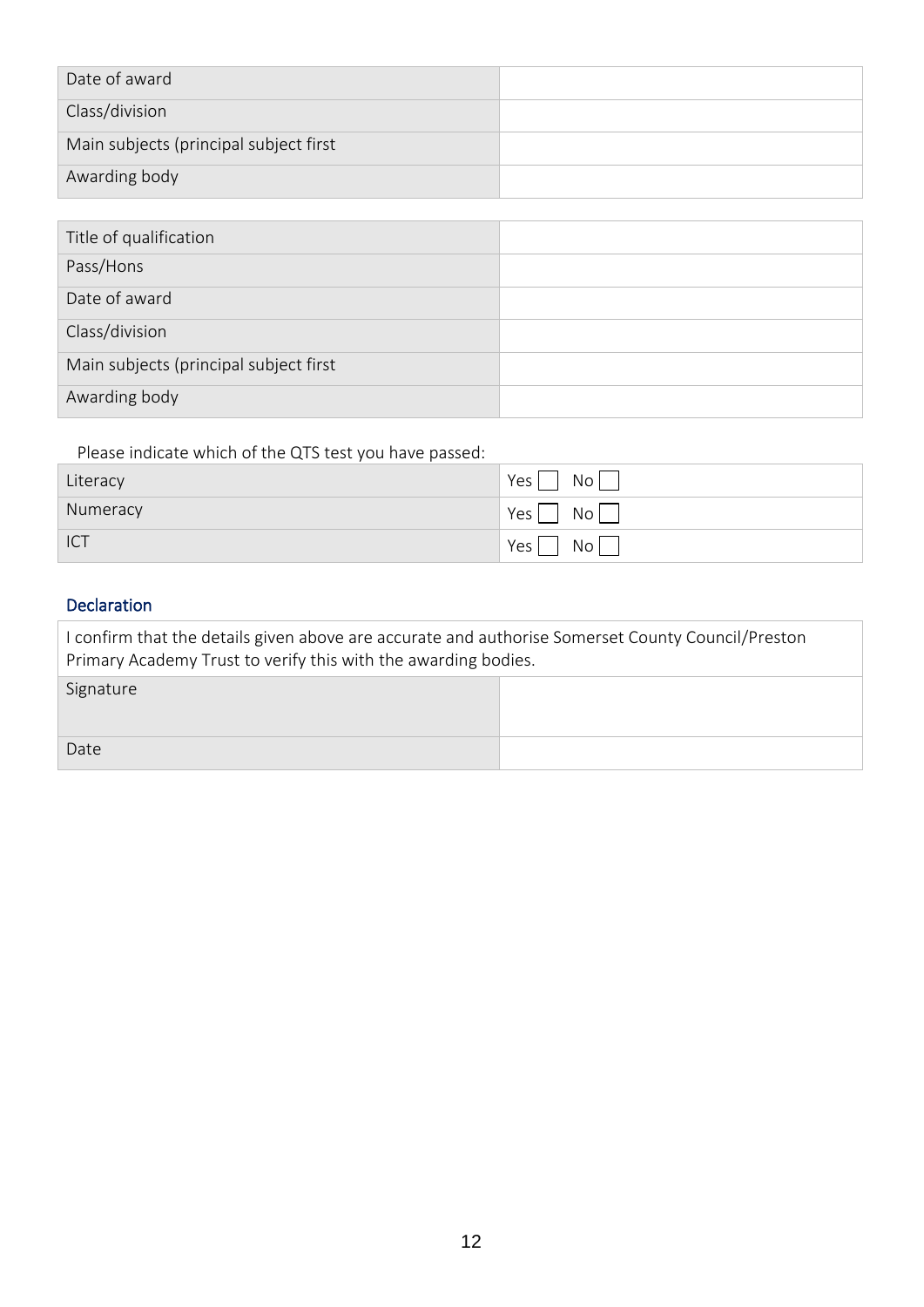| | |
|---|---|
| Date of award | |
| Class/division | |
| Main subjects (principal subject first | |
| Awarding body | |

| | |
|---|---|
| Title of qualification | |
| Pass/Hons | |
| Date of award | |
| Class/division | |
| Main subjects (principal subject first | |
| Awarding body | |

Please indicate which of the QTS test you have passed:

| | |
|---|---|
| Literacy | Yes ☐ No ☐ |
| Numeracy | Yes ☐ No ☐ |
| ICT | Yes ☐ No ☐ |

### Declaration

I confirm that the details given above are accurate and authorise Somerset County Council/Preston Primary Academy Trust to verify this with the awarding bodies.

| | |
|---|---|
| Signature | |
| Date | |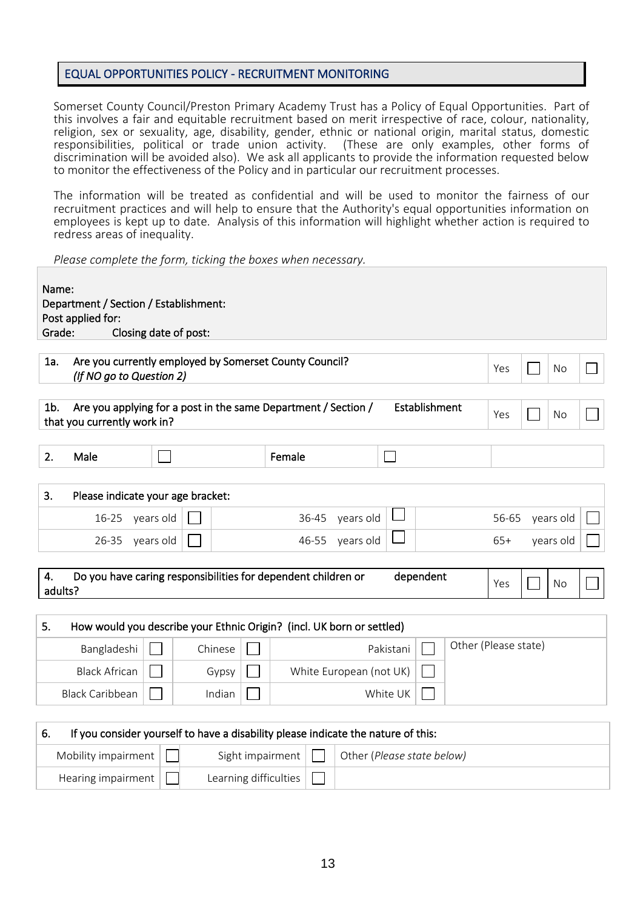## EQUAL OPPORTUNITIES POLICY - RECRUITMENT MONITORING

Somerset County Council/Preston Primary Academy Trust has a Policy of Equal Opportunities. Part of this involves a fair and equitable recruitment based on merit irrespective of race, colour, nationality, religion, sex or sexuality, age, disability, gender, ethnic or national origin, marital status, domestic responsibilities, political or trade union activity. (These are only examples, other forms of discrimination will be avoided also). We ask all applicants to provide the information requested below to monitor the effectiveness of the Policy and in particular our recruitment processes.

The information will be treated as confidential and will be used to monitor the fairness of our recruitment practices and will help to ensure that the Authority's equal opportunities information on employees is kept up to date. Analysis of this information will highlight whether action is required to redress areas of inequality.

*Please complete the form, ticking the boxes when necessary.*

Name:
Department / Section / Establishment:
Post applied for:
Grade: Closing date of post:

| 1a. Are you currently employed by Somerset County Council? *(If NO go to Question 2)* | Yes | ☐ | No | ☐ |
|---|---|---|---|---|

| 1b. Are you applying for a post in the same Department / Section / Establishment that you currently work in? | Yes | ☐ | No | ☐ |
|---|---|---|---|---|

| 2. Male | ☐ | Female | ☐ |
|---|---|---|---|

| 3. Please indicate your age bracket: | | | | | |
|---|---|---|---|---|---|
| 16-25 years old | ☐ | 36-45 years old | ☐ | 56-65 years old | ☐ |
| 26-35 years old | ☐ | 46-55 years old | ☐ | 65+ years old | ☐ |

| 4. Do you have caring responsibilities for dependent children or dependent adults? | Yes | ☐ | No | ☐ |
|---|---|---|---|---|

| 5. How would you describe your Ethnic Origin? (incl. UK born or settled) | | | | | | |
|---|---|---|---|---|---|---|
| Bangladeshi | ☐ | Chinese | ☐ | Pakistani | ☐ | Other (Please state) |
| Black African | ☐ | Gypsy | ☐ | White European (not UK) | ☐ | |
| Black Caribbean | ☐ | Indian | ☐ | White UK | ☐ | |

| 6. If you consider yourself to have a disability please indicate the nature of this: | | | | |
|---|---|---|---|---|
| Mobility impairment | ☐ | Sight impairment | ☐ | Other (*Please state below*) |
| Hearing impairment | ☐ | Learning difficulties | ☐ | |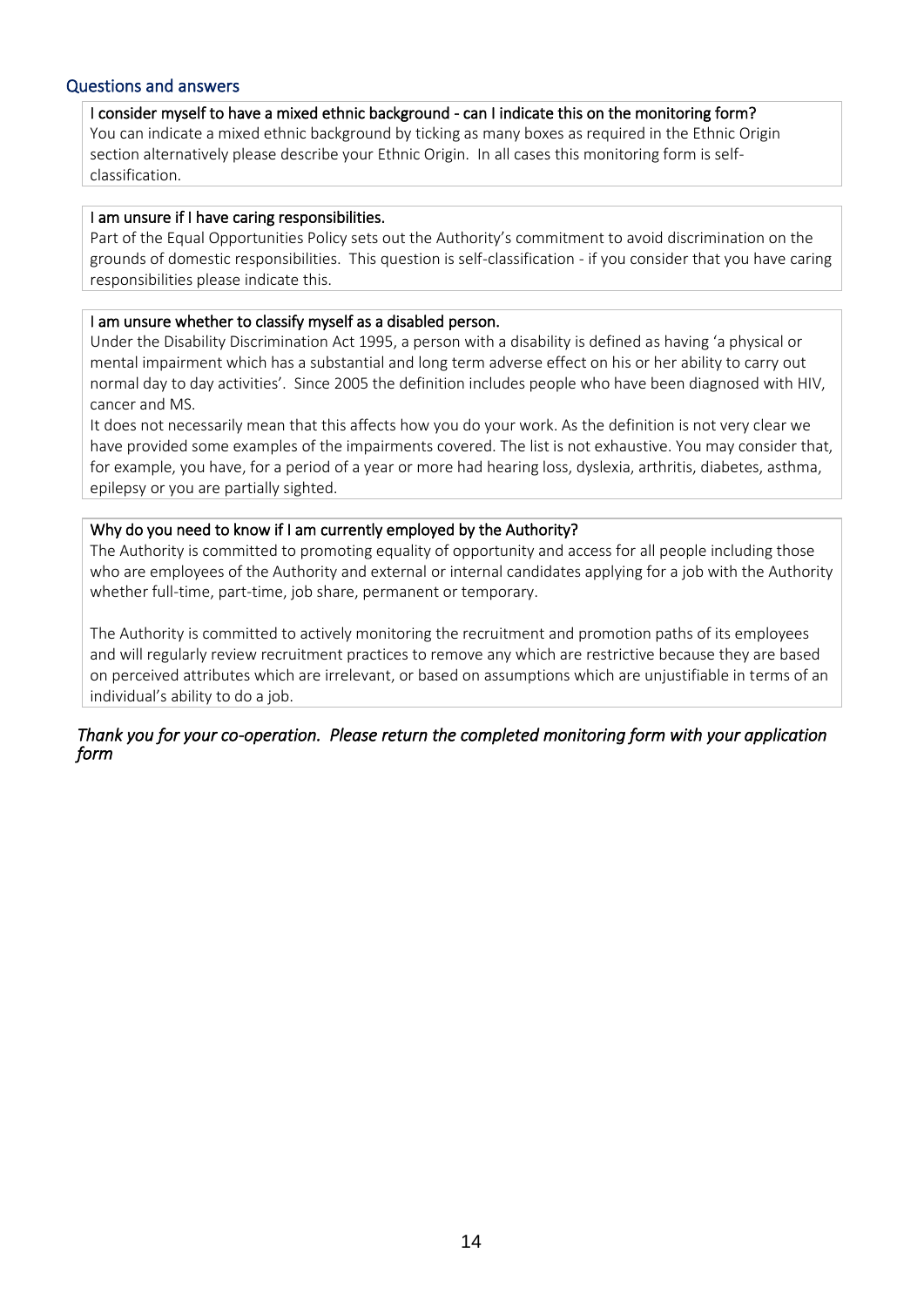## Questions and answers

**I consider myself to have a mixed ethnic background - can I indicate this on the monitoring form?**
You can indicate a mixed ethnic background by ticking as many boxes as required in the Ethnic Origin section alternatively please describe your Ethnic Origin. In all cases this monitoring form is self-classification.

**I am unsure if I have caring responsibilities.**
Part of the Equal Opportunities Policy sets out the Authority's commitment to avoid discrimination on the grounds of domestic responsibilities. This question is self-classification - if you consider that you have caring responsibilities please indicate this.

**I am unsure whether to classify myself as a disabled person.**
Under the Disability Discrimination Act 1995, a person with a disability is defined as having 'a physical or mental impairment which has a substantial and long term adverse effect on his or her ability to carry out normal day to day activities'. Since 2005 the definition includes people who have been diagnosed with HIV, cancer and MS.
It does not necessarily mean that this affects how you do your work. As the definition is not very clear we have provided some examples of the impairments covered. The list is not exhaustive. You may consider that, for example, you have, for a period of a year or more had hearing loss, dyslexia, arthritis, diabetes, asthma, epilepsy or you are partially sighted.

**Why do you need to know if I am currently employed by the Authority?**
The Authority is committed to promoting equality of opportunity and access for all people including those who are employees of the Authority and external or internal candidates applying for a job with the Authority whether full-time, part-time, job share, permanent or temporary.

The Authority is committed to actively monitoring the recruitment and promotion paths of its employees and will regularly review recruitment practices to remove any which are restrictive because they are based on perceived attributes which are irrelevant, or based on assumptions which are unjustifiable in terms of an individual's ability to do a job.

*Thank you for your co-operation. Please return the completed monitoring form with your application form*